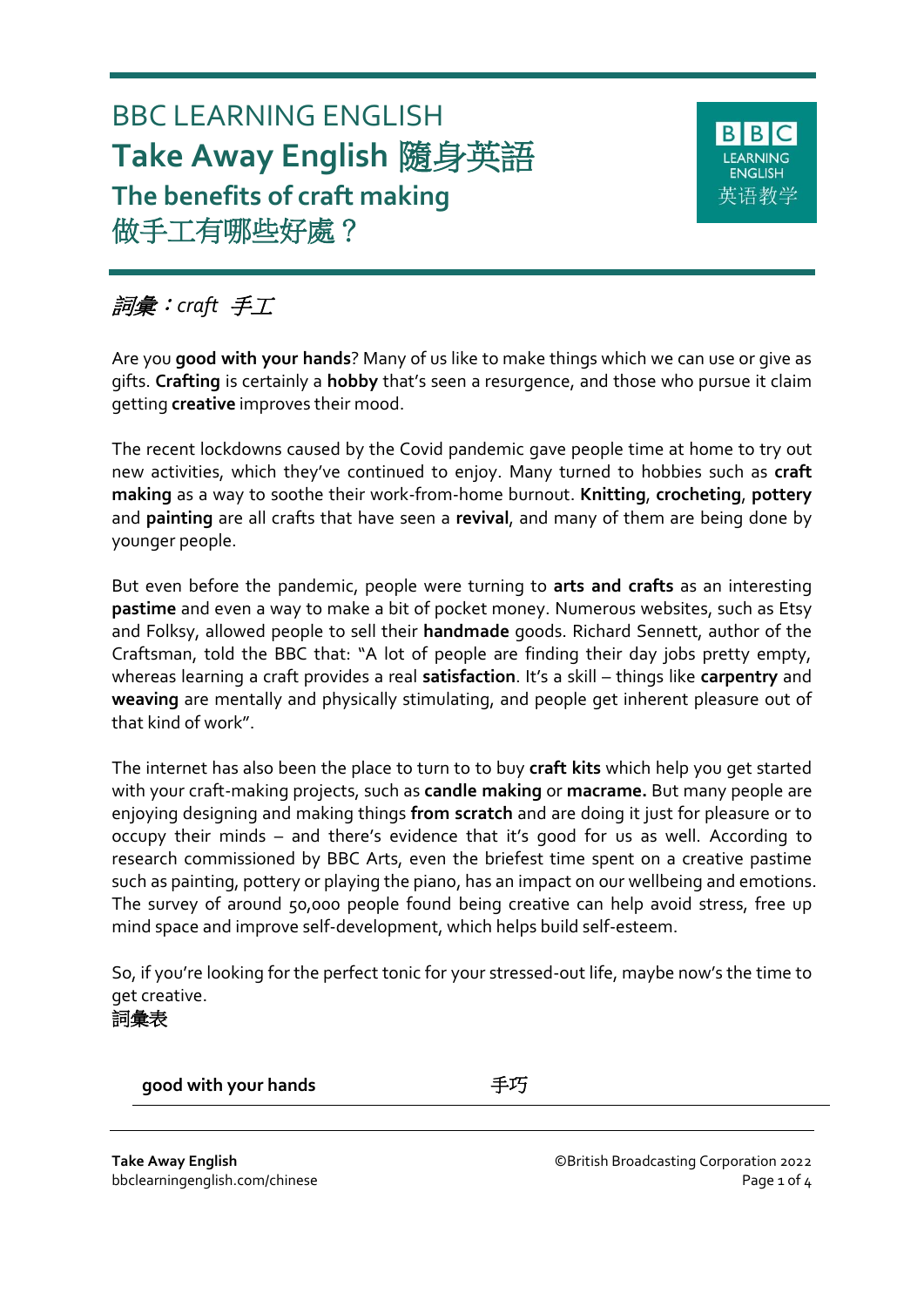BBC LEARNING ENGLISH

# Take Away English 隨身英語

## The benefits of craft making

## 做手工有哪些好處？

*詞彙：craft 手工*

Are you **good with your hands**? Many of us like to make things which we can use or give as gifts. **Crafting** is certainly a **hobby** that's seen a resurgence, and those who pursue it claim getting **creative** improves their mood.

The recent lockdowns caused by the Covid pandemic gave people time at home to try out new activities, which they've continued to enjoy. Many turned to hobbies such as **craft making** as a way to soothe their work-from-home burnout. **Knitting**, **crocheting**, **pottery** and **painting** are all crafts that have seen a **revival**, and many of them are being done by younger people.

But even before the pandemic, people were turning to **arts and crafts** as an interesting **pastime** and even a way to make a bit of pocket money. Numerous websites, such as Etsy and Folksy, allowed people to sell their **handmade** goods. Richard Sennett, author of the Craftsman, told the BBC that: "A lot of people are finding their day jobs pretty empty, whereas learning a craft provides a real **satisfaction**. It's a skill – things like **carpentry** and **weaving** are mentally and physically stimulating, and people get inherent pleasure out of that kind of work".

The internet has also been the place to turn to to buy **craft kits** which help you get started with your craft-making projects, such as **candle making** or **macrame.** But many people are enjoying designing and making things **from scratch** and are doing it just for pleasure or to occupy their minds – and there's evidence that it's good for us as well. According to research commissioned by BBC Arts, even the briefest time spent on a creative pastime such as painting, pottery or playing the piano, has an impact on our wellbeing and emotions. The survey of around 50,000 people found being creative can help avoid stress, free up mind space and improve self-development, which helps build self-esteem.

So, if you're looking for the perfect tonic for your stressed-out life, maybe now's the time to get creative.

詞彙表

| | |
|---|---|
| **good with your hands** | 手巧 |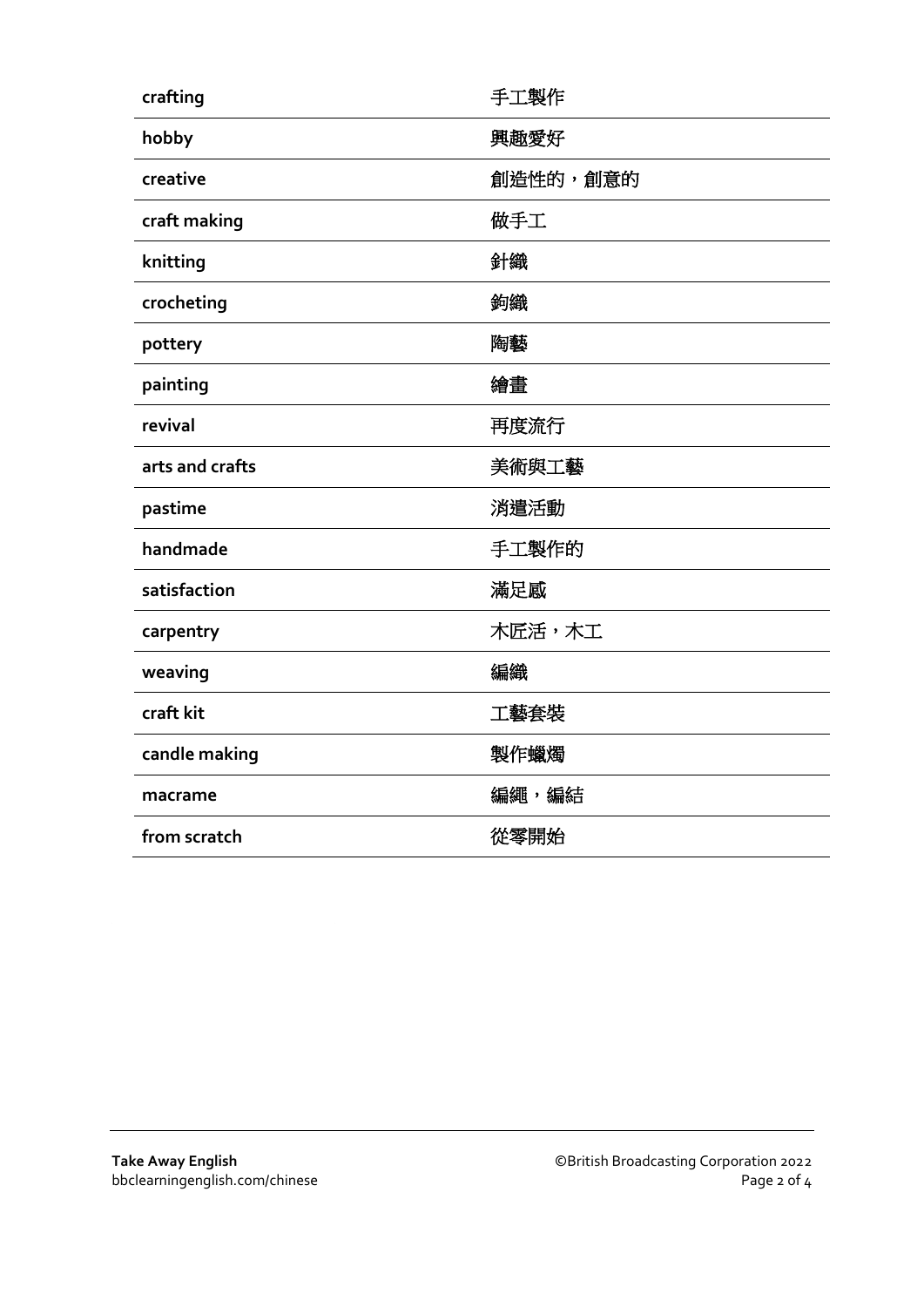| | |
|---|---|
| **crafting** | 手工製作 |
| **hobby** | 興趣愛好 |
| **creative** | 創造性的，創意的 |
| **craft making** | 做手工 |
| **knitting** | 針織 |
| **crocheting** | 鉤織 |
| **pottery** | 陶藝 |
| **painting** | 繪畫 |
| **revival** | 再度流行 |
| **arts and crafts** | 美術與工藝 |
| **pastime** | 消遣活動 |
| **handmade** | 手工製作的 |
| **satisfaction** | 滿足感 |
| **carpentry** | 木匠活，木工 |
| **weaving** | 編織 |
| **craft kit** | 工藝套裝 |
| **candle making** | 製作蠟燭 |
| **macrame** | 編繩，編結 |
| **from scratch** | 從零開始 |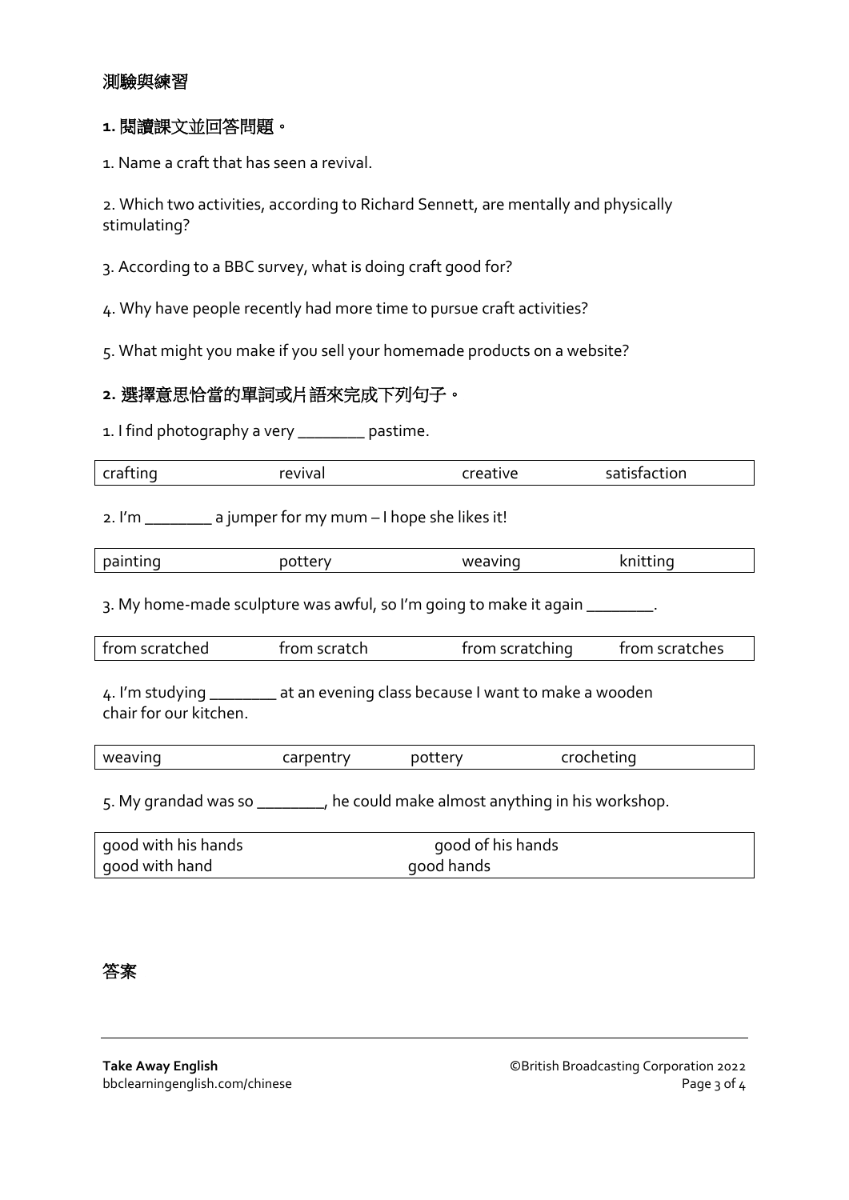## 測驗與練習

### 1. 閱讀課文並回答問題。

1. Name a craft that has seen a revival.

2. Which two activities, according to Richard Sennett, are mentally and physically stimulating?

3. According to a BBC survey, what is doing craft good for?

4. Why have people recently had more time to pursue craft activities?

5. What might you make if you sell your homemade products on a website?

### 2. 選擇意思恰當的單詞或片語來完成下列句子。

1. I find photography a very ________ pastime.

| crafting | revival | creative | satisfaction |
|---|---|---|---|

2. I'm ________ a jumper for my mum – I hope she likes it!

| painting | pottery | weaving | knitting |
|---|---|---|---|

3. My home-made sculpture was awful, so I'm going to make it again ________.

| from scratched | from scratch | from scratching | from scratches |
|---|---|---|---|

4. I'm studying ________ at an evening class because I want to make a wooden chair for our kitchen.

| weaving | carpentry | pottery | crocheting |
|---|---|---|---|

5. My grandad was so ________, he could make almost anything in his workshop.

| | |
|---|---|
| good with his hands | good of his hands |
| good with hand | good hands |

## 答案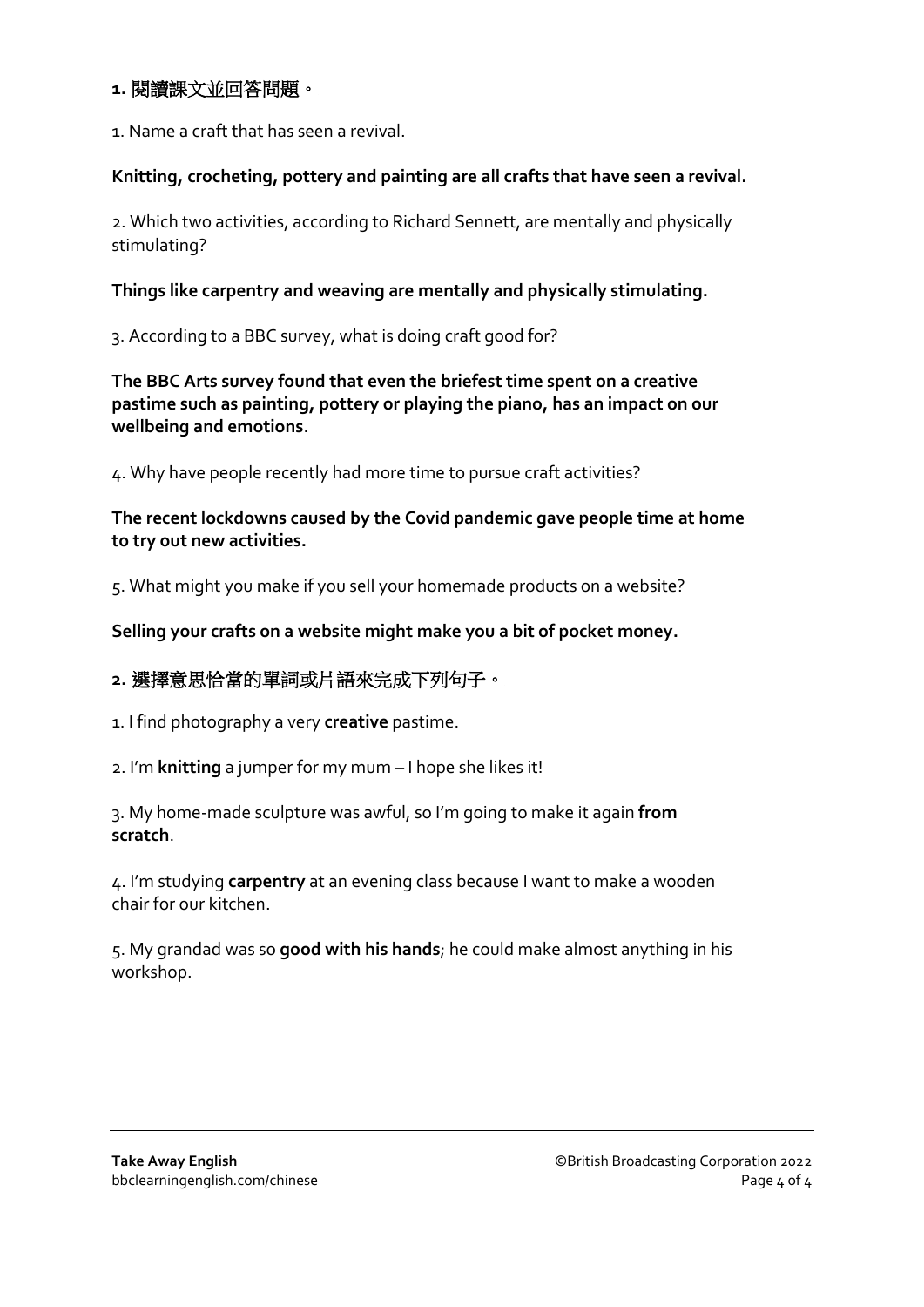## **1.** 閱讀課文並回答問題。

1. Name a craft that has seen a revival.

**Knitting, crocheting, pottery and painting are all crafts that have seen a revival.**

2. Which two activities, according to Richard Sennett, are mentally and physically stimulating?

**Things like carpentry and weaving are mentally and physically stimulating.**

3. According to a BBC survey, what is doing craft good for?

**The BBC Arts survey found that even the briefest time spent on a creative pastime such as painting, pottery or playing the piano, has an impact on our wellbeing and emotions**.

4. Why have people recently had more time to pursue craft activities?

**The recent lockdowns caused by the Covid pandemic gave people time at home to try out new activities.**

5. What might you make if you sell your homemade products on a website?

**Selling your crafts on a website might make you a bit of pocket money.**

## **2.** 選擇意思恰當的單詞或片語來完成下列句子。

1. I find photography a very **creative** pastime.

2. I'm **knitting** a jumper for my mum – I hope she likes it!

3. My home-made sculpture was awful, so I'm going to make it again **from scratch**.

4. I'm studying **carpentry** at an evening class because I want to make a wooden chair for our kitchen.

5. My grandad was so **good with his hands**; he could make almost anything in his workshop.

**Take Away English**
bbclearningenglish.com/chinese

©British Broadcasting Corporation 2022